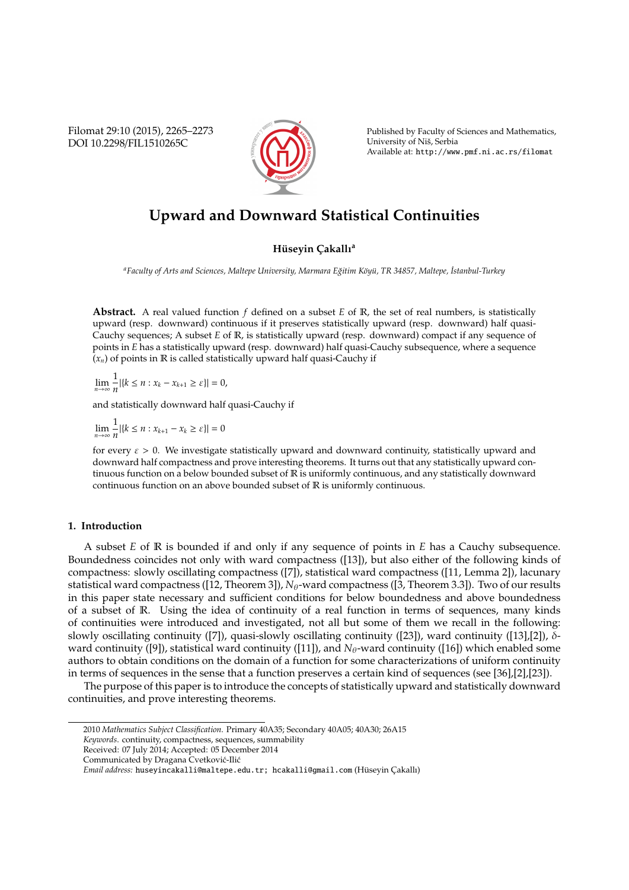# Upward and Downward Statistical Continuities

**Hüseyin Çakallı**[a]

[a]*Faculty of Arts and Sciences, Maltepe University, Marmara Eğitim Köyü, TR 34857, Maltepe, İstanbul-Turkey*

**Abstract.** A real valued function $f$ defined on a subset $E$ of $\mathbb{R}$, the set of real numbers, is statistically upward (resp. downward) continuous if it preserves statistically upward (resp. downward) half quasi-Cauchy sequences; A subset $E$ of $\mathbb{R}$, is statistically upward (resp. downward) compact if any sequence of points in $E$ has a statistically upward (resp. downward) half quasi-Cauchy subsequence, where a sequence $(x_n)$ of points in $\mathbb{R}$ is called statistically upward half quasi-Cauchy if

$$\lim_{n\to\infty} \frac{1}{n}|\{k \leq n : x_k - x_{k+1} \geq \varepsilon\}| = 0,$$

and statistically downward half quasi-Cauchy if

$$\lim_{n\to\infty} \frac{1}{n}|\{k \leq n : x_{k+1} - x_k \geq \varepsilon\}| = 0$$

for every $\varepsilon > 0$. We investigate statistically upward and downward continuity, statistically upward and downward half compactness and prove interesting theorems. It turns out that any statistically upward continuous function on a below bounded subset of $\mathbb{R}$ is uniformly continuous, and any statistically downward continuous function on an above bounded subset of $\mathbb{R}$ is uniformly continuous.

## 1. Introduction

A subset $E$ of $\mathbb{R}$ is bounded if and only if any sequence of points in $E$ has a Cauchy subsequence. Boundedness coincides not only with ward compactness ([13]), but also either of the following kinds of compactness: slowly oscillating compactness ([7]), statistical ward compactness ([11, Lemma 2]), lacunary statistical ward compactness ([12, Theorem 3]), $N_\theta$-ward compactness ([3, Theorem 3.3]). Two of our results in this paper state necessary and sufficient conditions for below boundedness and above boundedness of a subset of $\mathbb{R}$. Using the idea of continuity of a real function in terms of sequences, many kinds of continuities were introduced and investigated, not all but some of them we recall in the following: slowly oscillating continuity ([7]), quasi-slowly oscillating continuity ([23]), ward continuity ([13],[2]), $\delta$-ward continuity ([9]), statistical ward continuity ([11]), and $N_\theta$-ward continuity ([16]) which enabled some authors to obtain conditions on the domain of a function for some characterizations of uniform continuity in terms of sequences in the sense that a function preserves a certain kind of sequences (see [36],[2],[23]).

The purpose of this paper is to introduce the concepts of statistically upward and statistically downward continuities, and prove interesting theorems.

2010 *Mathematics Subject Classification*. Primary 40A35; Secondary 40A05; 40A30; 26A15

*Keywords*. continuity, compactness, sequences, summability

Received: 07 July 2014; Accepted: 05 December 2014

Communicated by Dragana Cvetković-Ilić

*Email address:* huseyincakalli@maltepe.edu.tr; hcakalli@gmail.com (Hüseyin Çakallı)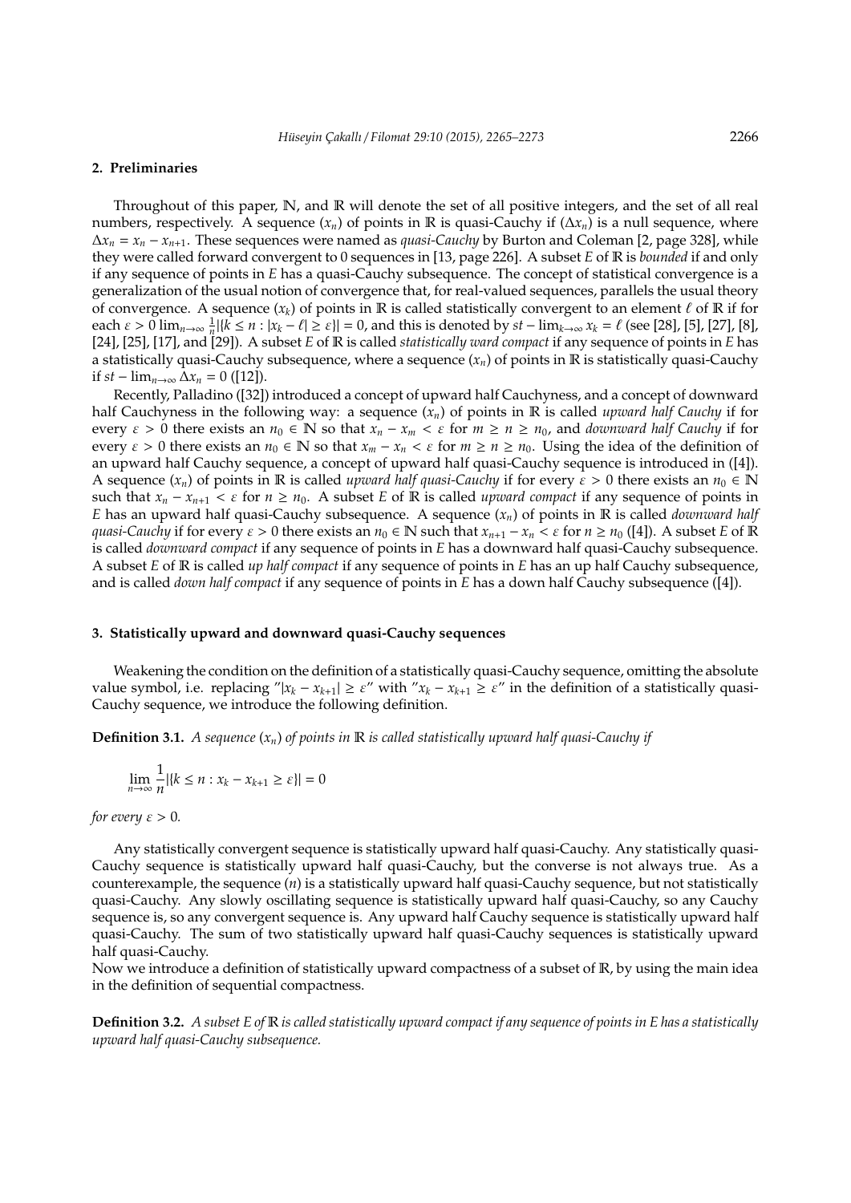## 2. Preliminaries

Throughout of this paper, $\mathbb{N}$, and $\mathbb{R}$ will denote the set of all positive integers, and the set of all real numbers, respectively. A sequence $(x_n)$ of points in $\mathbb{R}$ is quasi-Cauchy if $(\Delta x_n)$ is a null sequence, where $\Delta x_n = x_n - x_{n+1}$. These sequences were named as *quasi-Cauchy* by Burton and Coleman [2, page 328], while they were called forward convergent to 0 sequences in [13, page 226]. A subset $E$ of $\mathbb{R}$ is *bounded* if and only if any sequence of points in $E$ has a quasi-Cauchy subsequence. The concept of statistical convergence is a generalization of the usual notion of convergence that, for real-valued sequences, parallels the usual theory of convergence. A sequence $(x_k)$ of points in $\mathbb{R}$ is called statistically convergent to an element $\ell$ of $\mathbb{R}$ if for each $\varepsilon > 0$ $\lim_{n\to\infty} \frac{1}{n}|\{k \leq n : |x_k - \ell| \geq \varepsilon\}| = 0$, and this is denoted by $st - \lim_{k\to\infty} x_k = \ell$ (see [28], [5], [27], [8], [24], [25], [17], and [29]). A subset $E$ of $\mathbb{R}$ is called *statistically ward compact* if any sequence of points in $E$ has a statistically quasi-Cauchy subsequence, where a sequence $(x_n)$ of points in $\mathbb{R}$ is statistically quasi-Cauchy if $st - \lim_{n\to\infty} \Delta x_n = 0$ ([12]).

Recently, Palladino ([32]) introduced a concept of upward half Cauchyness, and a concept of downward half Cauchyness in the following way: a sequence $(x_n)$ of points in $\mathbb{R}$ is called *upward half Cauchy* if for every $\varepsilon > 0$ there exists an $n_0 \in \mathbb{N}$ so that $x_n - x_m < \varepsilon$ for $m \geq n \geq n_0$, and *downward half Cauchy* if for every $\varepsilon > 0$ there exists an $n_0 \in \mathbb{N}$ so that $x_m - x_n < \varepsilon$ for $m \geq n \geq n_0$. Using the idea of the definition of an upward half Cauchy sequence, a concept of upward half quasi-Cauchy sequence is introduced in ([4]). A sequence $(x_n)$ of points in $\mathbb{R}$ is called *upward half quasi-Cauchy* if for every $\varepsilon > 0$ there exists an $n_0 \in \mathbb{N}$ such that $x_n - x_{n+1} < \varepsilon$ for $n \geq n_0$. A subset $E$ of $\mathbb{R}$ is called *upward compact* if any sequence of points in $E$ has an upward half quasi-Cauchy subsequence. A sequence $(x_n)$ of points in $\mathbb{R}$ is called *downward half quasi-Cauchy* if for every $\varepsilon > 0$ there exists an $n_0 \in \mathbb{N}$ such that $x_{n+1} - x_n < \varepsilon$ for $n \geq n_0$ ([4]). A subset $E$ of $\mathbb{R}$ is called *downward compact* if any sequence of points in $E$ has a downward half quasi-Cauchy subsequence. A subset $E$ of $\mathbb{R}$ is called *up half compact* if any sequence of points in $E$ has an up half Cauchy subsequence, and is called *down half compact* if any sequence of points in $E$ has a down half Cauchy subsequence ([4]).

## 3. Statistically upward and downward quasi-Cauchy sequences

Weakening the condition on the definition of a statistically quasi-Cauchy sequence, omitting the absolute value symbol, i.e. replacing "$|x_k - x_{k+1}| \geq \varepsilon$" with "$x_k - x_{k+1} \geq \varepsilon$" in the definition of a statistically quasi-Cauchy sequence, we introduce the following definition.

**Definition 3.1.** *A sequence $(x_n)$ of points in $\mathbb{R}$ is called statistically upward half quasi-Cauchy if*

$$\lim_{n\to\infty} \frac{1}{n}|\{k \leq n : x_k - x_{k+1} \geq \varepsilon\}| = 0$$

*for every $\varepsilon > 0$.*

Any statistically convergent sequence is statistically upward half quasi-Cauchy. Any statistically quasi-Cauchy sequence is statistically upward half quasi-Cauchy, but the converse is not always true. As a counterexample, the sequence $(n)$ is a statistically upward half quasi-Cauchy sequence, but not statistically quasi-Cauchy. Any slowly oscillating sequence is statistically upward half quasi-Cauchy, so any Cauchy sequence is, so any convergent sequence is. Any upward half Cauchy sequence is statistically upward half quasi-Cauchy. The sum of two statistically upward half quasi-Cauchy sequences is statistically upward half quasi-Cauchy.

Now we introduce a definition of statistically upward compactness of a subset of $\mathbb{R}$, by using the main idea in the definition of sequential compactness.

**Definition 3.2.** *A subset $E$ of $\mathbb{R}$ is called statistically upward compact if any sequence of points in $E$ has a statistically upward half quasi-Cauchy subsequence.*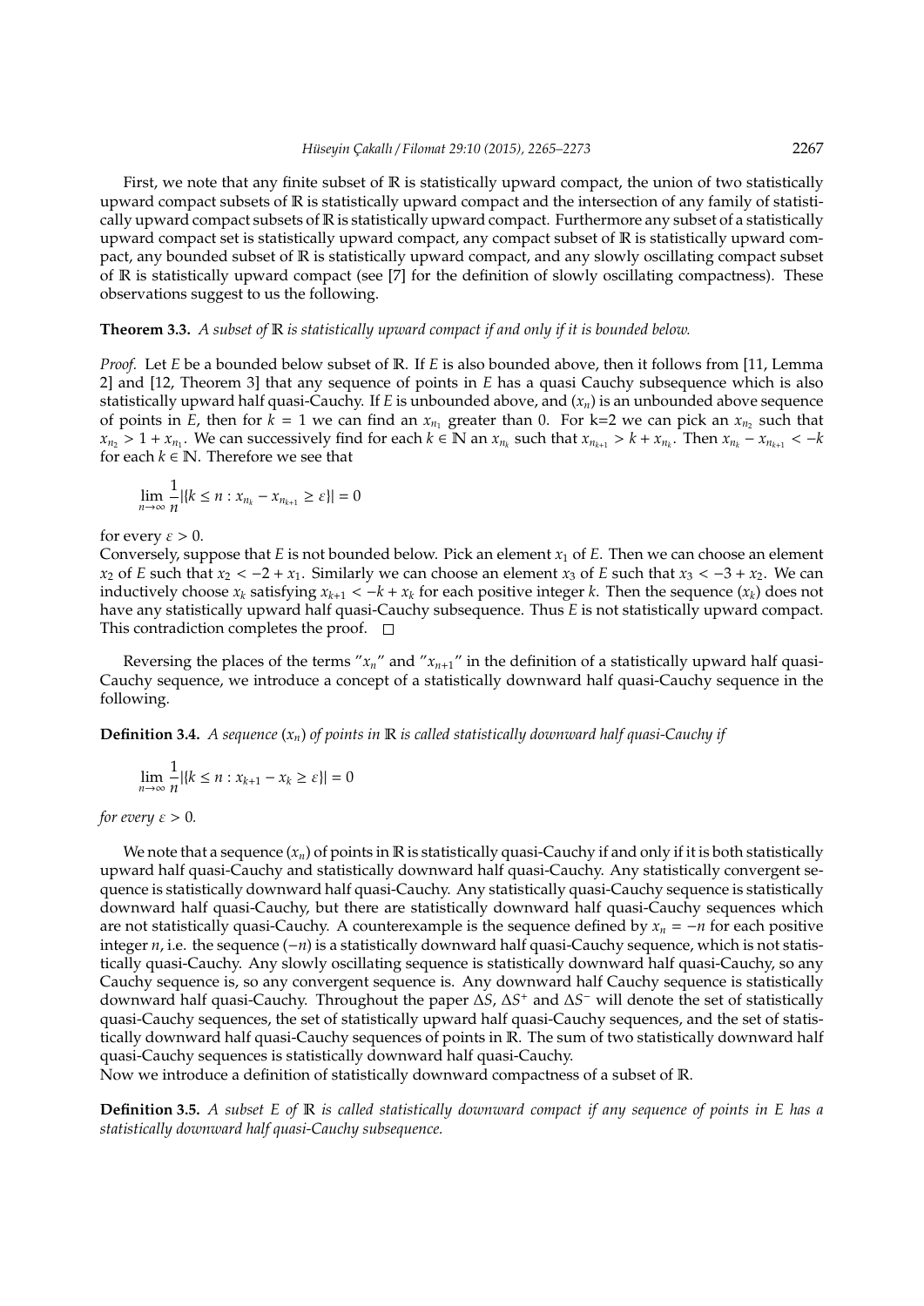First, we note that any finite subset of $\mathbb{R}$ is statistically upward compact, the union of two statistically upward compact subsets of $\mathbb{R}$ is statistically upward compact and the intersection of any family of statistically upward compact subsets of $\mathbb{R}$ is statistically upward compact. Furthermore any subset of a statistically upward compact set is statistically upward compact, any compact subset of $\mathbb{R}$ is statistically upward compact, any bounded subset of $\mathbb{R}$ is statistically upward compact, and any slowly oscillating compact subset of $\mathbb{R}$ is statistically upward compact (see [7] for the definition of slowly oscillating compactness). These observations suggest to us the following.

**Theorem 3.3.** *A subset of $\mathbb{R}$ is statistically upward compact if and only if it is bounded below.*

*Proof.* Let $E$ be a bounded below subset of $\mathbb{R}$. If $E$ is also bounded above, then it follows from [11, Lemma 2] and [12, Theorem 3] that any sequence of points in $E$ has a quasi Cauchy subsequence which is also statistically upward half quasi-Cauchy. If $E$ is unbounded above, and $(x_n)$ is an unbounded above sequence of points in $E$, then for $k = 1$ we can find an $x_{n_1}$ greater than 0. For k=2 we can pick an $x_{n_2}$ such that $x_{n_2} > 1 + x_{n_1}$. We can successively find for each $k \in \mathbb{N}$ an $x_{n_k}$ such that $x_{n_{k+1}} > k + x_{n_k}$. Then $x_{n_k} - x_{n_{k+1}} < -k$ for each $k \in \mathbb{N}$. Therefore we see that

$$\lim_{n\to\infty} \frac{1}{n} |\{k \leq n : x_{n_k} - x_{n_{k+1}} \geq \varepsilon\}| = 0$$

for every $\varepsilon > 0$.

Conversely, suppose that $E$ is not bounded below. Pick an element $x_1$ of $E$. Then we can choose an element $x_2$ of $E$ such that $x_2 < -2 + x_1$. Similarly we can choose an element $x_3$ of $E$ such that $x_3 < -3 + x_2$. We can inductively choose $x_k$ satisfying $x_{k+1} < -k + x_k$ for each positive integer $k$. Then the sequence $(x_k)$ does not have any statistically upward half quasi-Cauchy subsequence. Thus $E$ is not statistically upward compact. This contradiction completes the proof. □

Reversing the places of the terms "$x_n$" and "$x_{n+1}$" in the definition of a statistically upward half quasi-Cauchy sequence, we introduce a concept of a statistically downward half quasi-Cauchy sequence in the following.

**Definition 3.4.** *A sequence $(x_n)$ of points in $\mathbb{R}$ is called statistically downward half quasi-Cauchy if*

$$\lim_{n\to\infty} \frac{1}{n} |\{k \leq n : x_{k+1} - x_k \geq \varepsilon\}| = 0$$

*for every $\varepsilon > 0$.*

We note that a sequence $(x_n)$ of points in $\mathbb{R}$ is statistically quasi-Cauchy if and only if it is both statistically upward half quasi-Cauchy and statistically downward half quasi-Cauchy. Any statistically convergent sequence is statistically downward half quasi-Cauchy. Any statistically quasi-Cauchy sequence is statistically downward half quasi-Cauchy, but there are statistically downward half quasi-Cauchy sequences which are not statistically quasi-Cauchy. A counterexample is the sequence defined by $x_n = -n$ for each positive integer $n$, i.e. the sequence $(-n)$ is a statistically downward half quasi-Cauchy sequence, which is not statistically quasi-Cauchy. Any slowly oscillating sequence is statistically downward half quasi-Cauchy, so any Cauchy sequence is, so any convergent sequence is. Any downward half Cauchy sequence is statistically downward half quasi-Cauchy. Throughout the paper $\Delta S$, $\Delta S^+$ and $\Delta S^-$ will denote the set of statistically quasi-Cauchy sequences, the set of statistically upward half quasi-Cauchy sequences, and the set of statistically downward half quasi-Cauchy sequences of points in $\mathbb{R}$. The sum of two statistically downward half quasi-Cauchy sequences is statistically downward half quasi-Cauchy.

Now we introduce a definition of statistically downward compactness of a subset of $\mathbb{R}$.

**Definition 3.5.** *A subset $E$ of $\mathbb{R}$ is called statistically downward compact if any sequence of points in $E$ has a statistically downward half quasi-Cauchy subsequence.*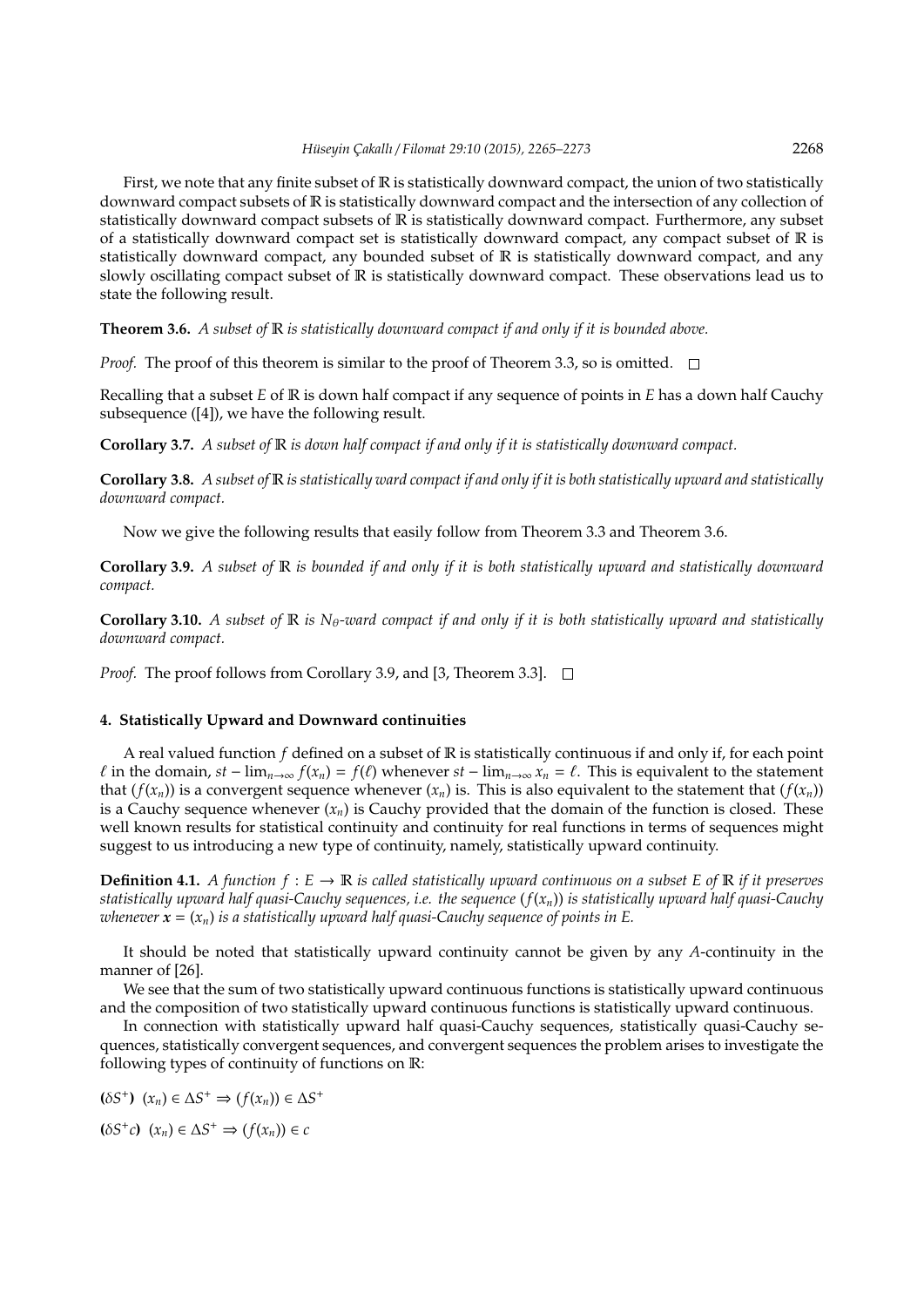First, we note that any finite subset of $\mathbb{R}$ is statistically downward compact, the union of two statistically downward compact subsets of $\mathbb{R}$ is statistically downward compact and the intersection of any collection of statistically downward compact subsets of $\mathbb{R}$ is statistically downward compact. Furthermore, any subset of a statistically downward compact set is statistically downward compact, any compact subset of $\mathbb{R}$ is statistically downward compact, any bounded subset of $\mathbb{R}$ is statistically downward compact, and any slowly oscillating compact subset of $\mathbb{R}$ is statistically downward compact. These observations lead us to state the following result.

**Theorem 3.6.** *A subset of $\mathbb{R}$ is statistically downward compact if and only if it is bounded above.*

*Proof.* The proof of this theorem is similar to the proof of Theorem 3.3, so is omitted. □

Recalling that a subset $E$ of $\mathbb{R}$ is down half compact if any sequence of points in $E$ has a down half Cauchy subsequence ([4]), we have the following result.

**Corollary 3.7.** *A subset of $\mathbb{R}$ is down half compact if and only if it is statistically downward compact.*

**Corollary 3.8.** *A subset of $\mathbb{R}$ is statistically ward compact if and only if it is both statistically upward and statistically downward compact.*

Now we give the following results that easily follow from Theorem 3.3 and Theorem 3.6.

**Corollary 3.9.** *A subset of $\mathbb{R}$ is bounded if and only if it is both statistically upward and statistically downward compact.*

**Corollary 3.10.** *A subset of $\mathbb{R}$ is $N_\theta$-ward compact if and only if it is both statistically upward and statistically downward compact.*

*Proof.* The proof follows from Corollary 3.9, and [3, Theorem 3.3]. □

## 4. Statistically Upward and Downward continuities

A real valued function $f$ defined on a subset of $\mathbb{R}$ is statistically continuous if and only if, for each point $\ell$ in the domain, $st-\lim_{n\to\infty} f(x_n) = f(\ell)$ whenever $st-\lim_{n\to\infty} x_n = \ell$. This is equivalent to the statement that $(f(x_n))$ is a convergent sequence whenever $(x_n)$ is. This is also equivalent to the statement that $(f(x_n))$ is a Cauchy sequence whenever $(x_n)$ is Cauchy provided that the domain of the function is closed. These well known results for statistical continuity and continuity for real functions in terms of sequences might suggest to us introducing a new type of continuity, namely, statistically upward continuity.

**Definition 4.1.** *A function $f : E \to \mathbb{R}$ is called statistically upward continuous on a subset $E$ of $\mathbb{R}$ if it preserves statistically upward half quasi-Cauchy sequences, i.e. the sequence $(f(x_n))$ is statistically upward half quasi-Cauchy whenever $\boldsymbol{x} = (x_n)$ is a statistically upward half quasi-Cauchy sequence of points in $E$.*

It should be noted that statistically upward continuity cannot be given by any $A$-continuity in the manner of [26].

We see that the sum of two statistically upward continuous functions is statistically upward continuous and the composition of two statistically upward continuous functions is statistically upward continuous.

In connection with statistically upward half quasi-Cauchy sequences, statistically quasi-Cauchy sequences, statistically convergent sequences, and convergent sequences the problem arises to investigate the following types of continuity of functions on $\mathbb{R}$:

**($\delta S^+$)** $(x_n) \in \Delta S^+ \Rightarrow (f(x_n)) \in \Delta S^+$

**($\delta S^+ c$)** $(x_n) \in \Delta S^+ \Rightarrow (f(x_n)) \in c$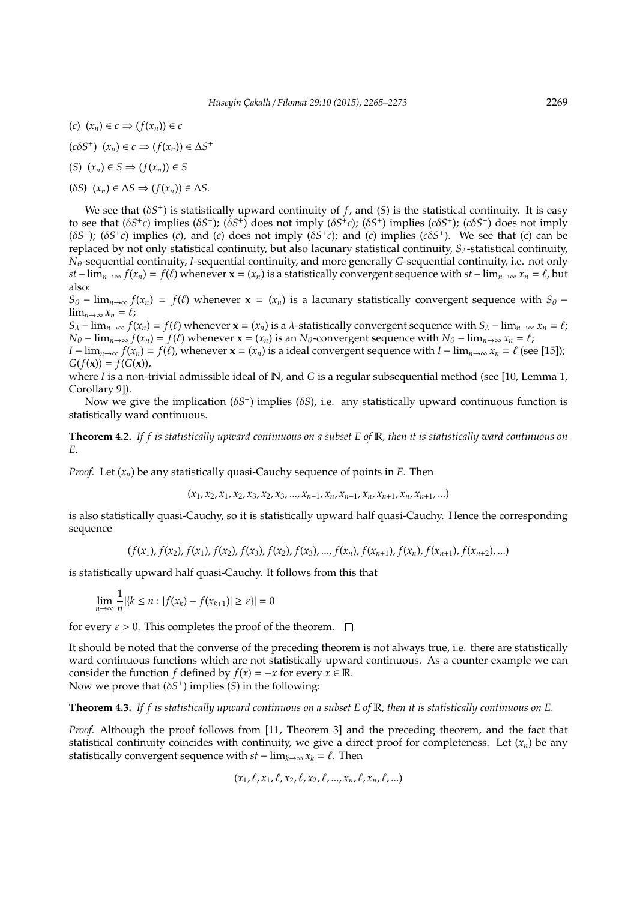($c$) $(x_n) \in c \Rightarrow (f(x_n)) \in c$

($c\delta S^+$) $(x_n) \in c \Rightarrow (f(x_n)) \in \Delta S^+$

($S$) $(x_n) \in S \Rightarrow (f(x_n)) \in S$

**(**$\delta S$**)** $(x_n) \in \Delta S \Rightarrow (f(x_n)) \in \Delta S$.

We see that ($\delta S^+$) is statistically upward continuity of $f$, and ($S$) is the statistical continuity. It is easy to see that ($\delta S^+ c$) implies ($\delta S^+$); ($\delta S^+$) does not imply ($\delta S^+ c$); ($\delta S^+$) implies ($c\delta S^+$); ($c\delta S^+$) does not imply ($\delta S^+$); ($\delta S^+ c$) implies ($c$), and ($c$) does not imply ($\delta S^+ c$); and ($c$) implies ($c\delta S^+$). We see that (c) can be replaced by not only statistical continuity, but also lacunary statistical continuity, $S_\lambda$-statistical continuity, $N_\theta$-sequential continuity, $I$-sequential continuity, and more generally $G$-sequential continuity, i.e. not only $st - \lim_{n\to\infty} f(x_n) = f(\ell)$ whenever $\mathbf{x} = (x_n)$ is a statistically convergent sequence with $st - \lim_{n\to\infty} x_n = \ell$, but also:

$S_\theta - \lim_{n\to\infty} f(x_n) = f(\ell)$ whenever $\mathbf{x} = (x_n)$ is a lacunary statistically convergent sequence with $S_\theta - \lim_{n\to\infty} x_n = \ell$;

$S_\lambda - \lim_{n\to\infty} f(x_n) = f(\ell)$ whenever $\mathbf{x} = (x_n)$ is a $\lambda$-statistically convergent sequence with $S_\lambda - \lim_{n\to\infty} x_n = \ell$;

$N_\theta - \lim_{n\to\infty} f(x_n) = f(\ell)$ whenever $\mathbf{x} = (x_n)$ is an $N_\theta$-convergent sequence with $N_\theta - \lim_{n\to\infty} x_n = \ell$;

$I - \lim_{n\to\infty} f(x_n) = f(\ell)$, whenever $\mathbf{x} = (x_n)$ is a ideal convergent sequence with $I - \lim_{n\to\infty} x_n = \ell$ (see [15]);

$G(f(\mathbf{x})) = f(G(\mathbf{x}))$,

where $I$ is a non-trivial admissible ideal of $\mathbb{N}$, and $G$ is a regular subsequential method (see [10, Lemma 1, Corollary 9]).

Now we give the implication ($\delta S^+$) implies ($\delta S$), i.e. any statistically upward continuous function is statistically ward continuous.

**Theorem 4.2.** *If $f$ is statistically upward continuous on a subset $E$ of $\mathbb{R}$, then it is statistically ward continuous on $E$.*

*Proof.* Let $(x_n)$ be any statistically quasi-Cauchy sequence of points in $E$. Then

$$(x_1, x_2, x_1, x_2, x_3, x_2, x_3, ..., x_{n-1}, x_n, x_{n-1}, x_n, x_{n+1}, x_n, x_{n+1}, ...)$$

is also statistically quasi-Cauchy, so it is statistically upward half quasi-Cauchy. Hence the corresponding sequence

$$(f(x_1), f(x_2), f(x_1), f(x_2), f(x_3), f(x_2), f(x_3), ..., f(x_n), f(x_{n+1}), f(x_n), f(x_{n+1}), f(x_{n+2}), ...)$$

is statistically upward half quasi-Cauchy. It follows from this that

$$\lim_{n\to\infty} \frac{1}{n} |\{k \leq n : |f(x_k) - f(x_{k+1})| \geq \varepsilon\}| = 0$$

for every $\varepsilon > 0$. This completes the proof of the theorem. □

It should be noted that the converse of the preceding theorem is not always true, i.e. there are statistically ward continuous functions which are not statistically upward continuous. As a counter example we can consider the function $f$ defined by $f(x) = -x$ for every $x \in \mathbb{R}$.

Now we prove that ($\delta S^+$) implies ($S$) in the following:

**Theorem 4.3.** *If $f$ is statistically upward continuous on a subset $E$ of $\mathbb{R}$, then it is statistically continuous on $E$.*

*Proof.* Although the proof follows from [11, Theorem 3] and the preceding theorem, and the fact that statistical continuity coincides with continuity, we give a direct proof for completeness. Let $(x_n)$ be any statistically convergent sequence with $st - \lim_{k\to\infty} x_k = \ell$. Then

$$(x_1, \ell, x_1, \ell, x_2, \ell, x_2, \ell, ..., x_n, \ell, x_n, \ell, ...)$$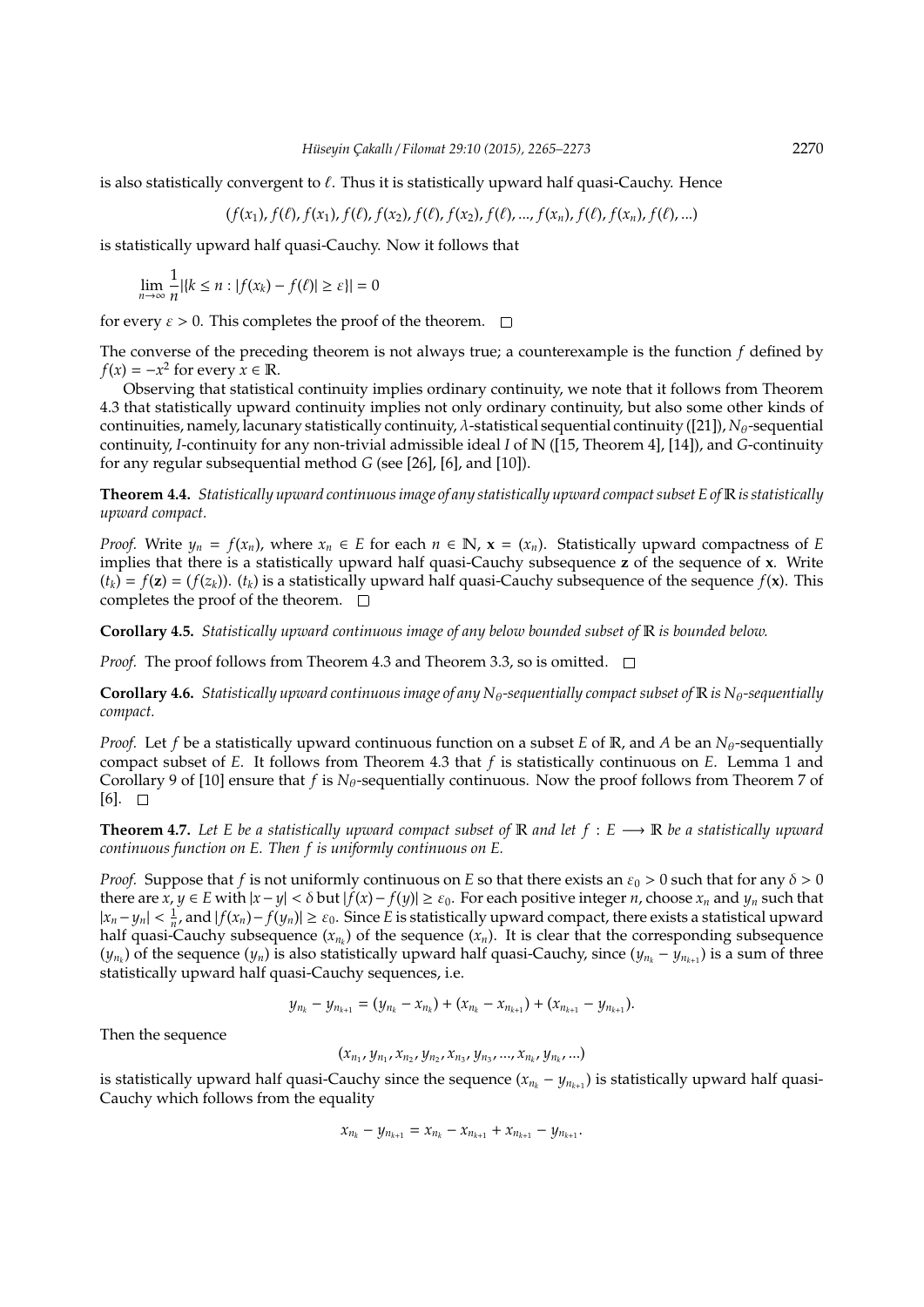is also statistically convergent to $\ell$. Thus it is statistically upward half quasi-Cauchy. Hence

$$(f(x_1), f(\ell), f(x_1), f(\ell), f(x_2), f(\ell), f(x_2), f(\ell), ..., f(x_n), f(\ell), f(x_n), f(\ell), ...)$$

is statistically upward half quasi-Cauchy. Now it follows that

$$\lim_{n\to\infty} \frac{1}{n}|\{k \leq n : |f(x_k) - f(\ell)| \geq \varepsilon\}| = 0$$

for every $\varepsilon > 0$. This completes the proof of the theorem. □

The converse of the preceding theorem is not always true; a counterexample is the function $f$ defined by $f(x) = -x^2$ for every $x \in \mathbb{R}$.

Observing that statistical continuity implies ordinary continuity, we note that it follows from Theorem 4.3 that statistically upward continuity implies not only ordinary continuity, but also some other kinds of continuities, namely, lacunary statistically continuity, $\lambda$-statistical sequential continuity ([21]), $N_\theta$-sequential continuity, $I$-continuity for any non-trivial admissible ideal $I$ of $\mathbb{N}$ ([15, Theorem 4], [14]), and $G$-continuity for any regular subsequential method $G$ (see [26], [6], and [10]).

**Theorem 4.4.** *Statistically upward continuous image of any statistically upward compact subset $E$ of $\mathbb{R}$ is statistically upward compact.*

*Proof.* Write $y_n = f(x_n)$, where $x_n \in E$ for each $n \in \mathbb{N}$, $\mathbf{x} = (x_n)$. Statistically upward compactness of $E$ implies that there is a statistically upward half quasi-Cauchy subsequence $\mathbf{z}$ of the sequence of $\mathbf{x}$. Write $(t_k) = f(\mathbf{z}) = (f(z_k))$. $(t_k)$ is a statistically upward half quasi-Cauchy subsequence of the sequence $f(\mathbf{x})$. This completes the proof of the theorem. □

**Corollary 4.5.** *Statistically upward continuous image of any below bounded subset of $\mathbb{R}$ is bounded below.*

*Proof.* The proof follows from Theorem 4.3 and Theorem 3.3, so is omitted. □

**Corollary 4.6.** *Statistically upward continuous image of any $N_\theta$-sequentially compact subset of $\mathbb{R}$ is $N_\theta$-sequentially compact.*

*Proof.* Let $f$ be a statistically upward continuous function on a subset $E$ of $\mathbb{R}$, and $A$ be an $N_\theta$-sequentially compact subset of $E$. It follows from Theorem 4.3 that $f$ is statistically continuous on $E$. Lemma 1 and Corollary 9 of [10] ensure that $f$ is $N_\theta$-sequentially continuous. Now the proof follows from Theorem 7 of [6]. □

**Theorem 4.7.** *Let $E$ be a statistically upward compact subset of $\mathbb{R}$ and let $f : E \longrightarrow \mathbb{R}$ be a statistically upward continuous function on $E$. Then $f$ is uniformly continuous on $E$.*

*Proof.* Suppose that $f$ is not uniformly continuous on $E$ so that there exists an $\varepsilon_0 > 0$ such that for any $\delta > 0$ there are $x, y \in E$ with $|x - y| < \delta$ but $|f(x) - f(y)| \geq \varepsilon_0$. For each positive integer $n$, choose $x_n$ and $y_n$ such that $|x_n - y_n| < \frac{1}{n}$, and $|f(x_n) - f(y_n)| \geq \varepsilon_0$. Since $E$ is statistically upward compact, there exists a statistical upward half quasi-Cauchy subsequence $(x_{n_k})$ of the sequence $(x_n)$. It is clear that the corresponding subsequence $(y_{n_k})$ of the sequence $(y_n)$ is also statistically upward half quasi-Cauchy, since $(y_{n_k} - y_{n_{k+1}})$ is a sum of three statistically upward half quasi-Cauchy sequences, i.e.

$$y_{n_k} - y_{n_{k+1}} = (y_{n_k} - x_{n_k}) + (x_{n_k} - x_{n_{k+1}}) + (x_{n_{k+1}} - y_{n_{k+1}}).$$

Then the sequence

$$(x_{n_1}, y_{n_1}, x_{n_2}, y_{n_2}, x_{n_3}, y_{n_3}, ..., x_{n_k}, y_{n_k}, ...)$$

is statistically upward half quasi-Cauchy since the sequence $(x_{n_k} - y_{n_{k+1}})$ is statistically upward half quasi-Cauchy which follows from the equality

$$x_{n_k} - y_{n_{k+1}} = x_{n_k} - x_{n_{k+1}} + x_{n_{k+1}} - y_{n_{k+1}}.$$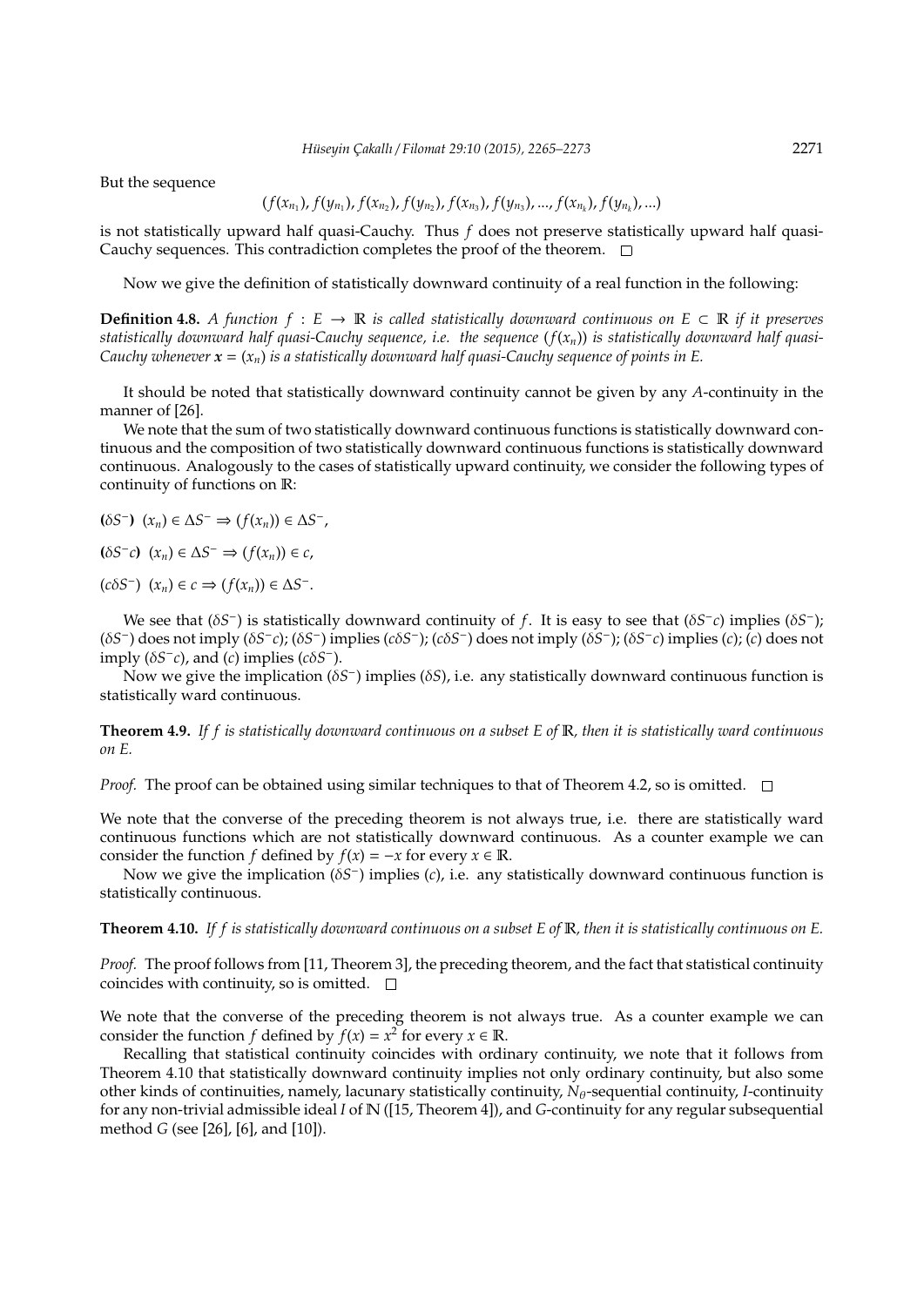But the sequence

$$(f(x_{n_1}), f(y_{n_1}), f(x_{n_2}), f(y_{n_2}), f(x_{n_3}), f(y_{n_3}), ..., f(x_{n_k}), f(y_{n_k}), ...)$$

is not statistically upward half quasi-Cauchy. Thus $f$ does not preserve statistically upward half quasi-Cauchy sequences. This contradiction completes the proof of the theorem. □

Now we give the definition of statistically downward continuity of a real function in the following:

**Definition 4.8.** *A function $f : E \to \mathbb{R}$ is called statistically downward continuous on $E \subset \mathbb{R}$ if it preserves statistically downward half quasi-Cauchy sequence, i.e. the sequence $(f(x_n))$ is statistically downward half quasi-Cauchy whenever $\boldsymbol{x} = (x_n)$ is a statistically downward half quasi-Cauchy sequence of points in $E$.*

It should be noted that statistically downward continuity cannot be given by any $A$-continuity in the manner of [26].

We note that the sum of two statistically downward continuous functions is statistically downward continuous and the composition of two statistically downward continuous functions is statistically downward continuous. Analogously to the cases of statistically upward continuity, we consider the following types of continuity of functions on $\mathbb{R}$:

**($\delta S^-$)** $(x_n) \in \Delta S^- \Rightarrow (f(x_n)) \in \Delta S^-$,

**($\delta S^- c$)** $(x_n) \in \Delta S^- \Rightarrow (f(x_n)) \in c$,

($c\delta S^-$) $(x_n) \in c \Rightarrow (f(x_n)) \in \Delta S^-$.

We see that ($\delta S^-$) is statistically downward continuity of $f$. It is easy to see that ($\delta S^- c$) implies ($\delta S^-$); ($\delta S^-$) does not imply ($\delta S^- c$); ($\delta S^-$) implies ($c\delta S^-$); ($c\delta S^-$) does not imply ($\delta S^-$); ($\delta S^- c$) implies ($c$); ($c$) does not imply ($\delta S^- c$), and ($c$) implies ($c\delta S^-$).

Now we give the implication ($\delta S^-$) implies ($\delta S$), i.e. any statistically downward continuous function is statistically ward continuous.

**Theorem 4.9.** *If $f$ is statistically downward continuous on a subset $E$ of $\mathbb{R}$, then it is statistically ward continuous on $E$.*

*Proof.* The proof can be obtained using similar techniques to that of Theorem 4.2, so is omitted. □

We note that the converse of the preceding theorem is not always true, i.e. there are statistically ward continuous functions which are not statistically downward continuous. As a counter example we can consider the function $f$ defined by $f(x) = -x$ for every $x \in \mathbb{R}$.

Now we give the implication ($\delta S^-$) implies ($c$), i.e. any statistically downward continuous function is statistically continuous.

**Theorem 4.10.** *If $f$ is statistically downward continuous on a subset $E$ of $\mathbb{R}$, then it is statistically continuous on $E$.*

*Proof.* The proof follows from [11, Theorem 3], the preceding theorem, and the fact that statistical continuity coincides with continuity, so is omitted. □

We note that the converse of the preceding theorem is not always true. As a counter example we can consider the function $f$ defined by $f(x) = x^2$ for every $x \in \mathbb{R}$.

Recalling that statistical continuity coincides with ordinary continuity, we note that it follows from Theorem 4.10 that statistically downward continuity implies not only ordinary continuity, but also some other kinds of continuities, namely, lacunary statistically continuity, $N_\theta$-sequential continuity, $I$-continuity for any non-trivial admissible ideal $I$ of $\mathbb{N}$ ([15, Theorem 4]), and $G$-continuity for any regular subsequential method $G$ (see [26], [6], and [10]).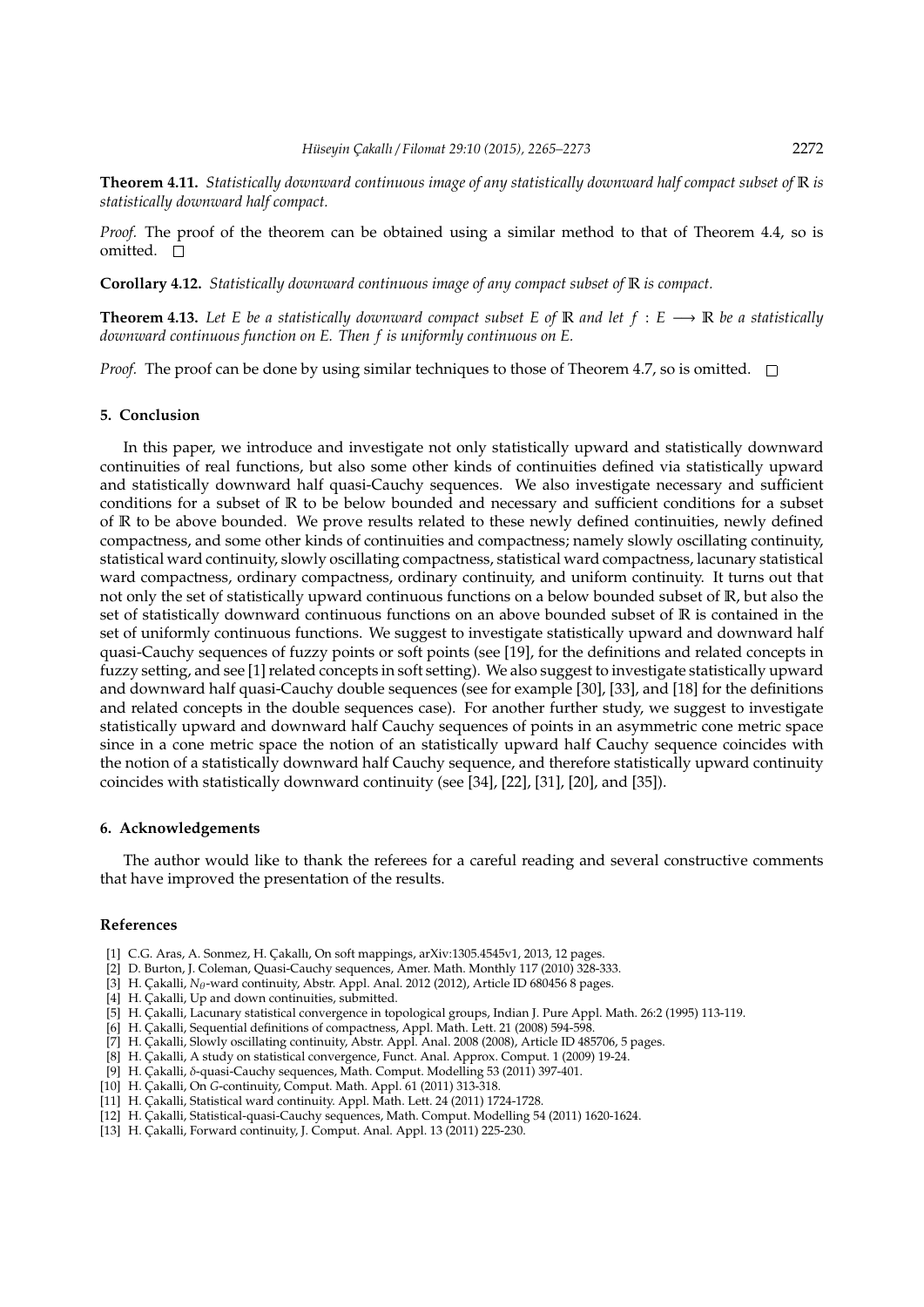**Theorem 4.11.** *Statistically downward continuous image of any statistically downward half compact subset of* $\mathbb{R}$ *is statistically downward half compact.*

*Proof.* The proof of the theorem can be obtained using a similar method to that of Theorem 4.4, so is omitted. □

**Corollary 4.12.** *Statistically downward continuous image of any compact subset of* $\mathbb{R}$ *is compact.*

**Theorem 4.13.** *Let* $E$ *be a statistically downward compact subset* $E$ *of* $\mathbb{R}$ *and let* $f : E \longrightarrow \mathbb{R}$ *be a statistically downward continuous function on* $E$*. Then* $f$ *is uniformly continuous on* $E$*.*

*Proof.* The proof can be done by using similar techniques to those of Theorem 4.7, so is omitted. □

## 5. Conclusion

In this paper, we introduce and investigate not only statistically upward and statistically downward continuities of real functions, but also some other kinds of continuities defined via statistically upward and statistically downward half quasi-Cauchy sequences. We also investigate necessary and sufficient conditions for a subset of $\mathbb{R}$ to be below bounded and necessary and sufficient conditions for a subset of $\mathbb{R}$ to be above bounded. We prove results related to these newly defined continuities, newly defined compactness, and some other kinds of continuities and compactness; namely slowly oscillating continuity, statistical ward continuity, slowly oscillating compactness, statistical ward compactness, lacunary statistical ward compactness, ordinary compactness, ordinary continuity, and uniform continuity. It turns out that not only the set of statistically upward continuous functions on a below bounded subset of $\mathbb{R}$, but also the set of statistically downward continuous functions on an above bounded subset of $\mathbb{R}$ is contained in the set of uniformly continuous functions. We suggest to investigate statistically upward and downward half quasi-Cauchy sequences of fuzzy points or soft points (see [19], for the definitions and related concepts in fuzzy setting, and see [1] related concepts in soft setting). We also suggest to investigate statistically upward and downward half quasi-Cauchy double sequences (see for example [30], [33], and [18] for the definitions and related concepts in the double sequences case). For another further study, we suggest to investigate statistically upward and downward half Cauchy sequences of points in an asymmetric cone metric space since in a cone metric space the notion of an statistically upward half Cauchy sequence coincides with the notion of a statistically downward half Cauchy sequence, and therefore statistically upward continuity coincides with statistically downward continuity (see [34], [22], [31], [20], and [35]).

## 6. Acknowledgements

The author would like to thank the referees for a careful reading and several constructive comments that have improved the presentation of the results.

## References

[1] C.G. Aras, A. Sonmez, H. Çakallı, On soft mappings, arXiv:1305.4545v1, 2013, 12 pages.
[2] D. Burton, J. Coleman, Quasi-Cauchy sequences, Amer. Math. Monthly 117 (2010) 328-333.
[3] H. Çakalli, $N_\theta$-ward continuity, Abstr. Appl. Anal. 2012 (2012), Article ID 680456 8 pages.
[4] H. Çakalli, Up and down continuities, submitted.
[5] H. Çakalli, Lacunary statistical convergence in topological groups, Indian J. Pure Appl. Math. 26:2 (1995) 113-119.
[6] H. Çakalli, Sequential definitions of compactness, Appl. Math. Lett. 21 (2008) 594-598.
[7] H. Çakalli, Slowly oscillating continuity, Abstr. Appl. Anal. 2008 (2008), Article ID 485706, 5 pages.
[8] H. Çakalli, A study on statistical convergence, Funct. Anal. Approx. Comput. 1 (2009) 19-24.
[9] H. Çakalli, $\delta$-quasi-Cauchy sequences, Math. Comput. Modelling 53 (2011) 397-401.
[10] H. Çakalli, On $G$-continuity, Comput. Math. Appl. 61 (2011) 313-318.
[11] H. Çakalli, Statistical ward continuity. Appl. Math. Lett. 24 (2011) 1724-1728.
[12] H. Çakalli, Statistical-quasi-Cauchy sequences, Math. Comput. Modelling 54 (2011) 1620-1624.
[13] H. Çakalli, Forward continuity, J. Comput. Anal. Appl. 13 (2011) 225-230.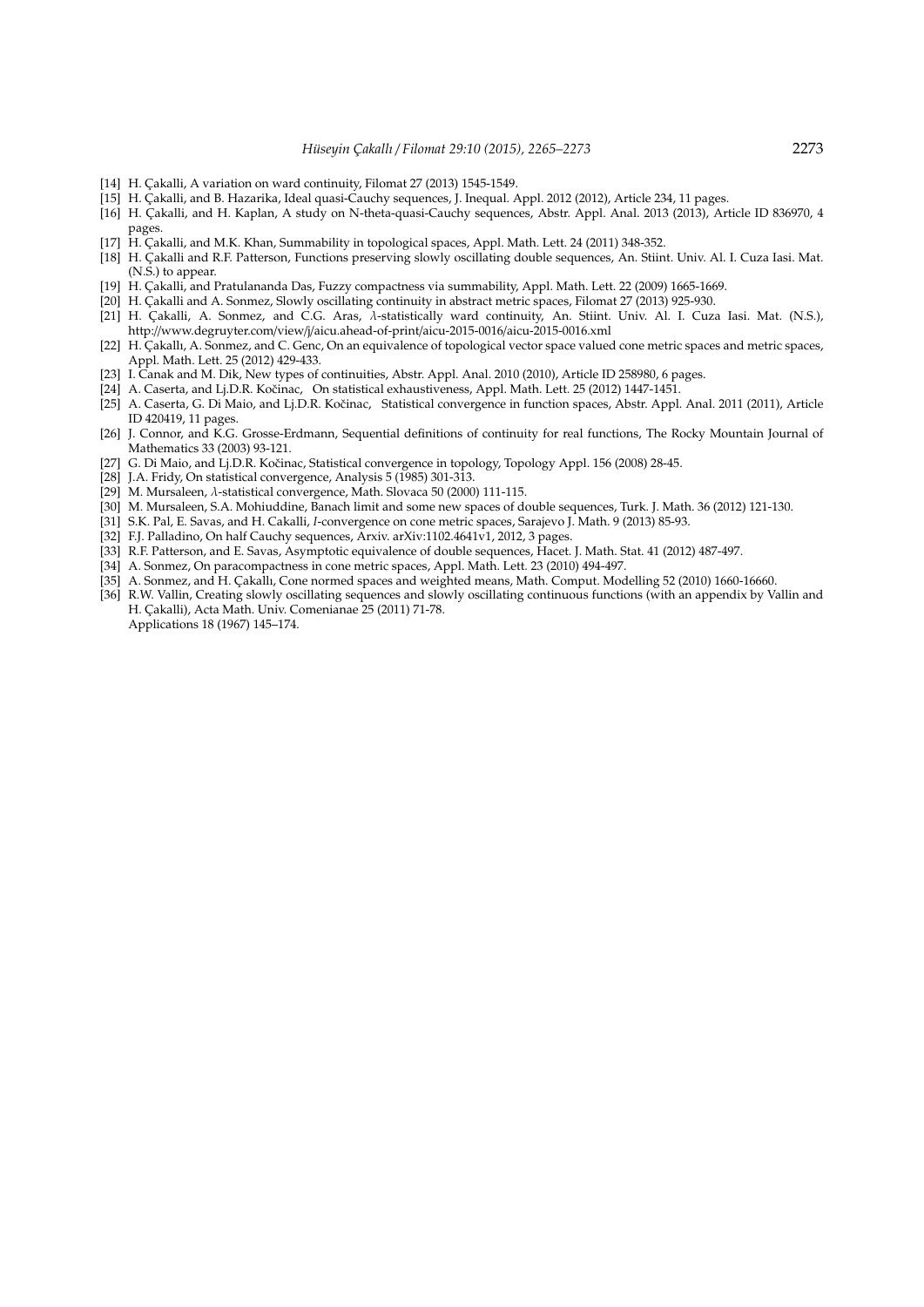[14] H. Çakalli, A variation on ward continuity, Filomat 27 (2013) 1545-1549.
[15] H. Çakalli, and B. Hazarika, Ideal quasi-Cauchy sequences, J. Inequal. Appl. 2012 (2012), Article 234, 11 pages.
[16] H. Çakalli, and H. Kaplan, A study on N-theta-quasi-Cauchy sequences, Abstr. Appl. Anal. 2013 (2013), Article ID 836970, 4 pages.
[17] H. Çakalli, and M.K. Khan, Summability in topological spaces, Appl. Math. Lett. 24 (2011) 348-352.
[18] H. Çakalli and R.F. Patterson, Functions preserving slowly oscillating double sequences, An. Stiint. Univ. Al. I. Cuza Iasi. Mat. (N.S.) to appear.
[19] H. Çakalli, and Pratulananda Das, Fuzzy compactness via summability, Appl. Math. Lett. 22 (2009) 1665-1669.
[20] H. Çakalli and A. Sonmez, Slowly oscillating continuity in abstract metric spaces, Filomat 27 (2013) 925-930.
[21] H. Çakalli, A. Sonmez, and C.G. Aras, $\lambda$-statistically ward continuity, An. Stiint. Univ. Al. I. Cuza Iasi. Mat. (N.S.), http://www.degruyter.com/view/j/aicu.ahead-of-print/aicu-2015-0016/aicu-2015-0016.xml
[22] H. Çakallı, A. Sonmez, and C. Genc, On an equivalence of topological vector space valued cone metric spaces and metric spaces, Appl. Math. Lett. 25 (2012) 429-433.
[23] I. Canak and M. Dik, New types of continuities, Abstr. Appl. Anal. 2010 (2010), Article ID 258980, 6 pages.
[24] A. Caserta, and Lj.D.R. Kočinac, On statistical exhaustiveness, Appl. Math. Lett. 25 (2012) 1447-1451.
[25] A. Caserta, G. Di Maio, and Lj.D.R. Kočinac, Statistical convergence in function spaces, Abstr. Appl. Anal. 2011 (2011), Article ID 420419, 11 pages.
[26] J. Connor, and K.G. Grosse-Erdmann, Sequential definitions of continuity for real functions, The Rocky Mountain Journal of Mathematics 33 (2003) 93-121.
[27] G. Di Maio, and Lj.D.R. Kočinac, Statistical convergence in topology, Topology Appl. 156 (2008) 28-45.
[28] J.A. Fridy, On statistical convergence, Analysis 5 (1985) 301-313.
[29] M. Mursaleen, $\lambda$-statistical convergence, Math. Slovaca 50 (2000) 111-115.
[30] M. Mursaleen, S.A. Mohiuddine, Banach limit and some new spaces of double sequences, Turk. J. Math. 36 (2012) 121-130.
[31] S.K. Pal, E. Savas, and H. Cakalli, *I*-convergence on cone metric spaces, Sarajevo J. Math. 9 (2013) 85-93.
[32] F.J. Palladino, On half Cauchy sequences, Arxiv. arXiv:1102.4641v1, 2012, 3 pages.
[33] R.F. Patterson, and E. Savas, Asymptotic equivalence of double sequences, Hacet. J. Math. Stat. 41 (2012) 487-497.
[34] A. Sonmez, On paracompactness in cone metric spaces, Appl. Math. Lett. 23 (2010) 494-497.
[35] A. Sonmez, and H. Çakallı, Cone normed spaces and weighted means, Math. Comput. Modelling 52 (2010) 1660-16660.
[36] R.W. Vallin, Creating slowly oscillating sequences and slowly oscillating continuous functions (with an appendix by Vallin and H. Çakalli), Acta Math. Univ. Comenianae 25 (2011) 71-78.
Applications 18 (1967) 145–174.